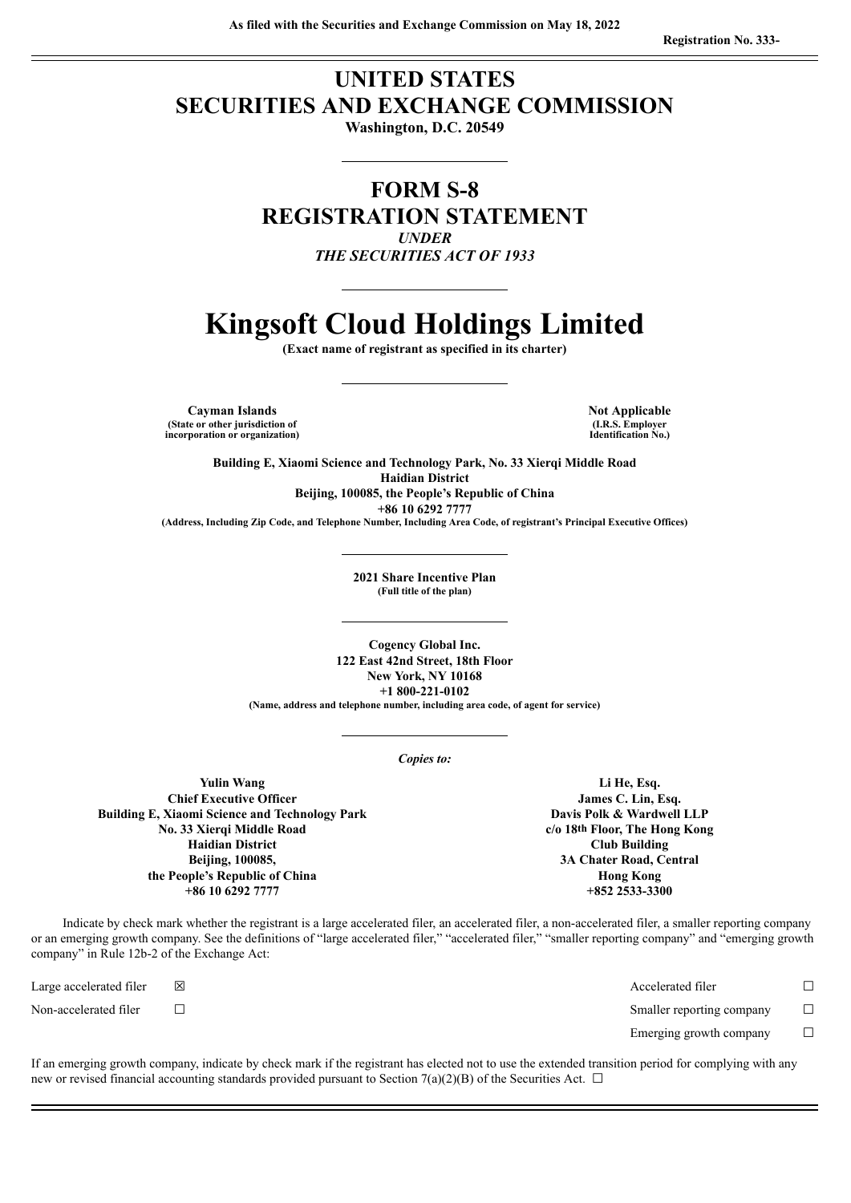As filed with the Securities and Exchange Commission on May 18, 2022

Registration No. 333-

# UNITED STATES
# SECURITIES AND EXCHANGE COMMISSION

**Washington, D.C. 20549**

## FORM S-8
## REGISTRATION STATEMENT

*UNDER*
*THE SECURITIES ACT OF 1933*

# Kingsoft Cloud Holdings Limited

**(Exact name of registrant as specified in its charter)**

| | |
|---|---|
| **Cayman Islands** | **Not Applicable** |
| **(State or other jurisdiction of incorporation or organization)** | **(I.R.S. Employer Identification No.)** |

**Building E, Xiaomi Science and Technology Park, No. 33 Xierqi Middle Road**
**Haidian District**
**Beijing, 100085, the People's Republic of China**
**+86 10 6292 7777**
**(Address, Including Zip Code, and Telephone Number, Including Area Code, of registrant's Principal Executive Offices)**

**2021 Share Incentive Plan**
**(Full title of the plan)**

**Cogency Global Inc.**
**122 East 42nd Street, 18th Floor**
**New York, NY 10168**
**+1 800-221-0102**
**(Name, address and telephone number, including area code, of agent for service)**

*Copies to:*

| | |
|---|---|
| **Yulin Wang** | **Li He, Esq.** |
| **Chief Executive Officer** | **James C. Lin, Esq.** |
| **Building E, Xiaomi Science and Technology Park** | **Davis Polk & Wardwell LLP** |
| **No. 33 Xierqi Middle Road** | **c/o 18th Floor, The Hong Kong Club Building** |
| **Haidian District** | **3A Chater Road, Central** |
| **Beijing, 100085,** | **Hong Kong** |
| **the People's Republic of China** | **+852 2533-3300** |
| **+86 10 6292 7777** | |

Indicate by check mark whether the registrant is a large accelerated filer, an accelerated filer, a non-accelerated filer, a smaller reporting company or an emerging growth company. See the definitions of "large accelerated filer," "accelerated filer," "smaller reporting company" and "emerging growth company" in Rule 12b-2 of the Exchange Act:

| | | | |
|---|---|---|---|
| Large accelerated filer | ☒ | Accelerated filer | ☐ |
| Non-accelerated filer | ☐ | Smaller reporting company | ☐ |
| | | Emerging growth company | ☐ |

If an emerging growth company, indicate by check mark if the registrant has elected not to use the extended transition period for complying with any new or revised financial accounting standards provided pursuant to Section 7(a)(2)(B) of the Securities Act. ☐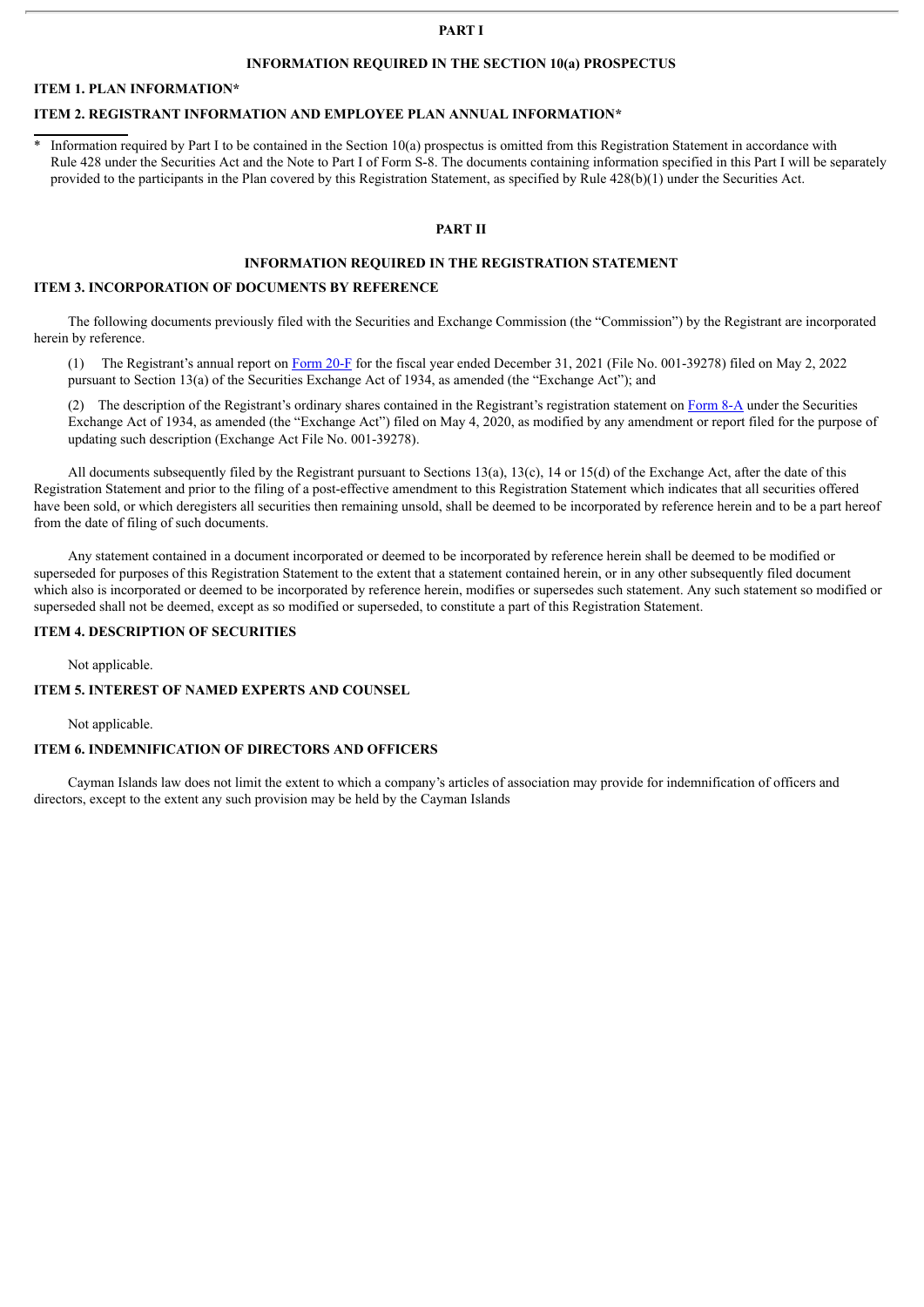## PART I

### INFORMATION REQUIRED IN THE SECTION 10(a) PROSPECTUS

### ITEM 1. PLAN INFORMATION*

### ITEM 2. REGISTRANT INFORMATION AND EMPLOYEE PLAN ANNUAL INFORMATION*

---

\* Information required by Part I to be contained in the Section 10(a) prospectus is omitted from this Registration Statement in accordance with Rule 428 under the Securities Act and the Note to Part I of Form S-8. The documents containing information specified in this Part I will be separately provided to the participants in the Plan covered by this Registration Statement, as specified by Rule 428(b)(1) under the Securities Act.

## PART II

### INFORMATION REQUIRED IN THE REGISTRATION STATEMENT

### ITEM 3. INCORPORATION OF DOCUMENTS BY REFERENCE

The following documents previously filed with the Securities and Exchange Commission (the "Commission") by the Registrant are incorporated herein by reference.

(1) The Registrant's annual report on Form 20-F for the fiscal year ended December 31, 2021 (File No. 001-39278) filed on May 2, 2022 pursuant to Section 13(a) of the Securities Exchange Act of 1934, as amended (the "Exchange Act"); and

(2) The description of the Registrant's ordinary shares contained in the Registrant's registration statement on Form 8-A under the Securities Exchange Act of 1934, as amended (the "Exchange Act") filed on May 4, 2020, as modified by any amendment or report filed for the purpose of updating such description (Exchange Act File No. 001-39278).

All documents subsequently filed by the Registrant pursuant to Sections 13(a), 13(c), 14 or 15(d) of the Exchange Act, after the date of this Registration Statement and prior to the filing of a post-effective amendment to this Registration Statement which indicates that all securities offered have been sold, or which deregisters all securities then remaining unsold, shall be deemed to be incorporated by reference herein and to be a part hereof from the date of filing of such documents.

Any statement contained in a document incorporated or deemed to be incorporated by reference herein shall be deemed to be modified or superseded for purposes of this Registration Statement to the extent that a statement contained herein, or in any other subsequently filed document which also is incorporated or deemed to be incorporated by reference herein, modifies or supersedes such statement. Any such statement so modified or superseded shall not be deemed, except as so modified or superseded, to constitute a part of this Registration Statement.

### ITEM 4. DESCRIPTION OF SECURITIES

Not applicable.

### ITEM 5. INTEREST OF NAMED EXPERTS AND COUNSEL

Not applicable.

### ITEM 6. INDEMNIFICATION OF DIRECTORS AND OFFICERS

Cayman Islands law does not limit the extent to which a company's articles of association may provide for indemnification of officers and directors, except to the extent any such provision may be held by the Cayman Islands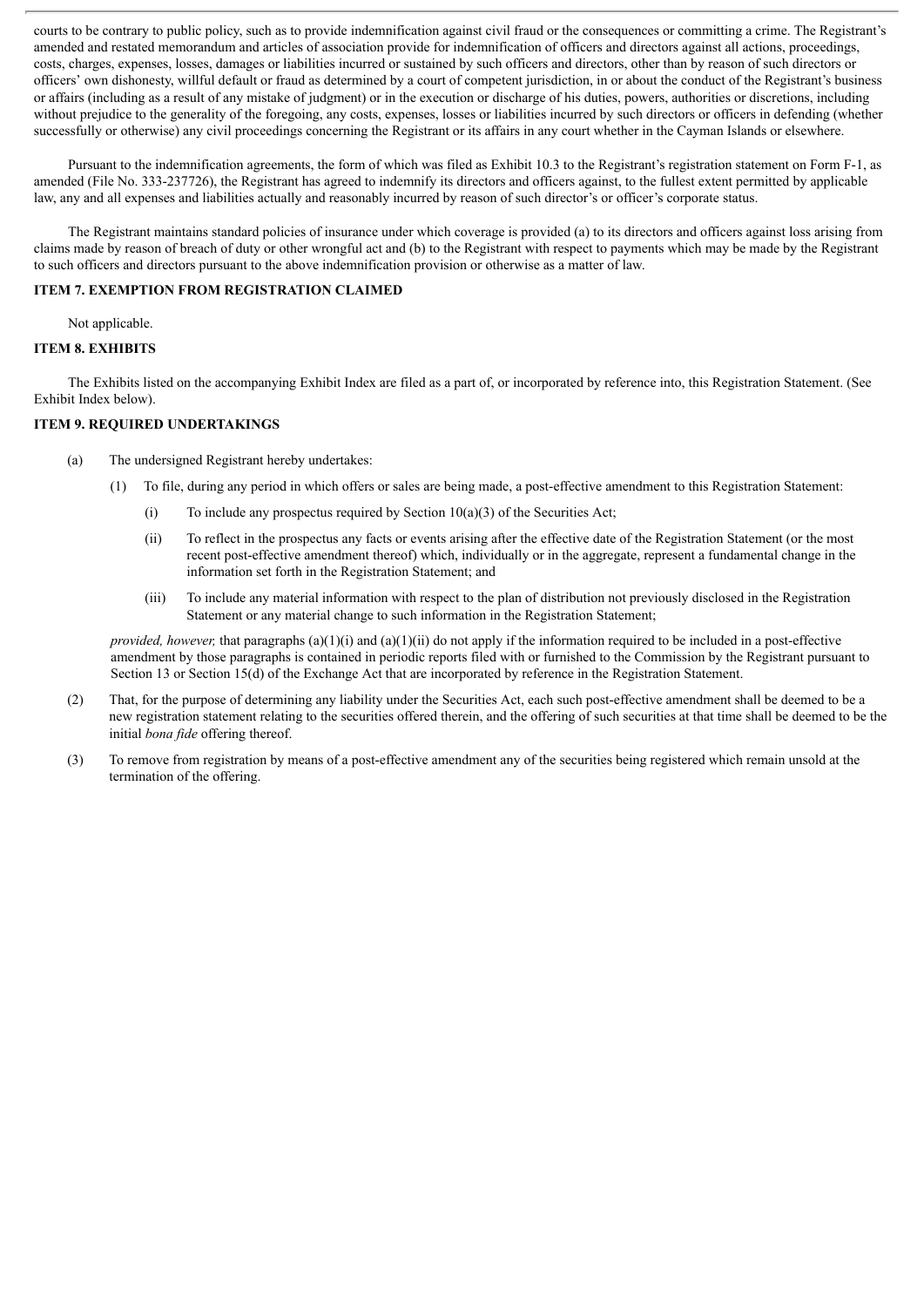courts to be contrary to public policy, such as to provide indemnification against civil fraud or the consequences or committing a crime. The Registrant's amended and restated memorandum and articles of association provide for indemnification of officers and directors against all actions, proceedings, costs, charges, expenses, losses, damages or liabilities incurred or sustained by such officers and directors, other than by reason of such directors or officers' own dishonesty, willful default or fraud as determined by a court of competent jurisdiction, in or about the conduct of the Registrant's business or affairs (including as a result of any mistake of judgment) or in the execution or discharge of his duties, powers, authorities or discretions, including without prejudice to the generality of the foregoing, any costs, expenses, losses or liabilities incurred by such directors or officers in defending (whether successfully or otherwise) any civil proceedings concerning the Registrant or its affairs in any court whether in the Cayman Islands or elsewhere.

Pursuant to the indemnification agreements, the form of which was filed as Exhibit 10.3 to the Registrant's registration statement on Form F-1, as amended (File No. 333-237726), the Registrant has agreed to indemnify its directors and officers against, to the fullest extent permitted by applicable law, any and all expenses and liabilities actually and reasonably incurred by reason of such director's or officer's corporate status.

The Registrant maintains standard policies of insurance under which coverage is provided (a) to its directors and officers against loss arising from claims made by reason of breach of duty or other wrongful act and (b) to the Registrant with respect to payments which may be made by the Registrant to such officers and directors pursuant to the above indemnification provision or otherwise as a matter of law.

### ITEM 7. EXEMPTION FROM REGISTRATION CLAIMED

Not applicable.

### ITEM 8. EXHIBITS

The Exhibits listed on the accompanying Exhibit Index are filed as a part of, or incorporated by reference into, this Registration Statement. (See Exhibit Index below).

### ITEM 9. REQUIRED UNDERTAKINGS

(a) The undersigned Registrant hereby undertakes:

(1) To file, during any period in which offers or sales are being made, a post-effective amendment to this Registration Statement:

(i) To include any prospectus required by Section 10(a)(3) of the Securities Act;

(ii) To reflect in the prospectus any facts or events arising after the effective date of the Registration Statement (or the most recent post-effective amendment thereof) which, individually or in the aggregate, represent a fundamental change in the information set forth in the Registration Statement; and

(iii) To include any material information with respect to the plan of distribution not previously disclosed in the Registration Statement or any material change to such information in the Registration Statement;

*provided, however,* that paragraphs (a)(1)(i) and (a)(1)(ii) do not apply if the information required to be included in a post-effective amendment by those paragraphs is contained in periodic reports filed with or furnished to the Commission by the Registrant pursuant to Section 13 or Section 15(d) of the Exchange Act that are incorporated by reference in the Registration Statement.

(2) That, for the purpose of determining any liability under the Securities Act, each such post-effective amendment shall be deemed to be a new registration statement relating to the securities offered therein, and the offering of such securities at that time shall be deemed to be the initial *bona fide* offering thereof.

(3) To remove from registration by means of a post-effective amendment any of the securities being registered which remain unsold at the termination of the offering.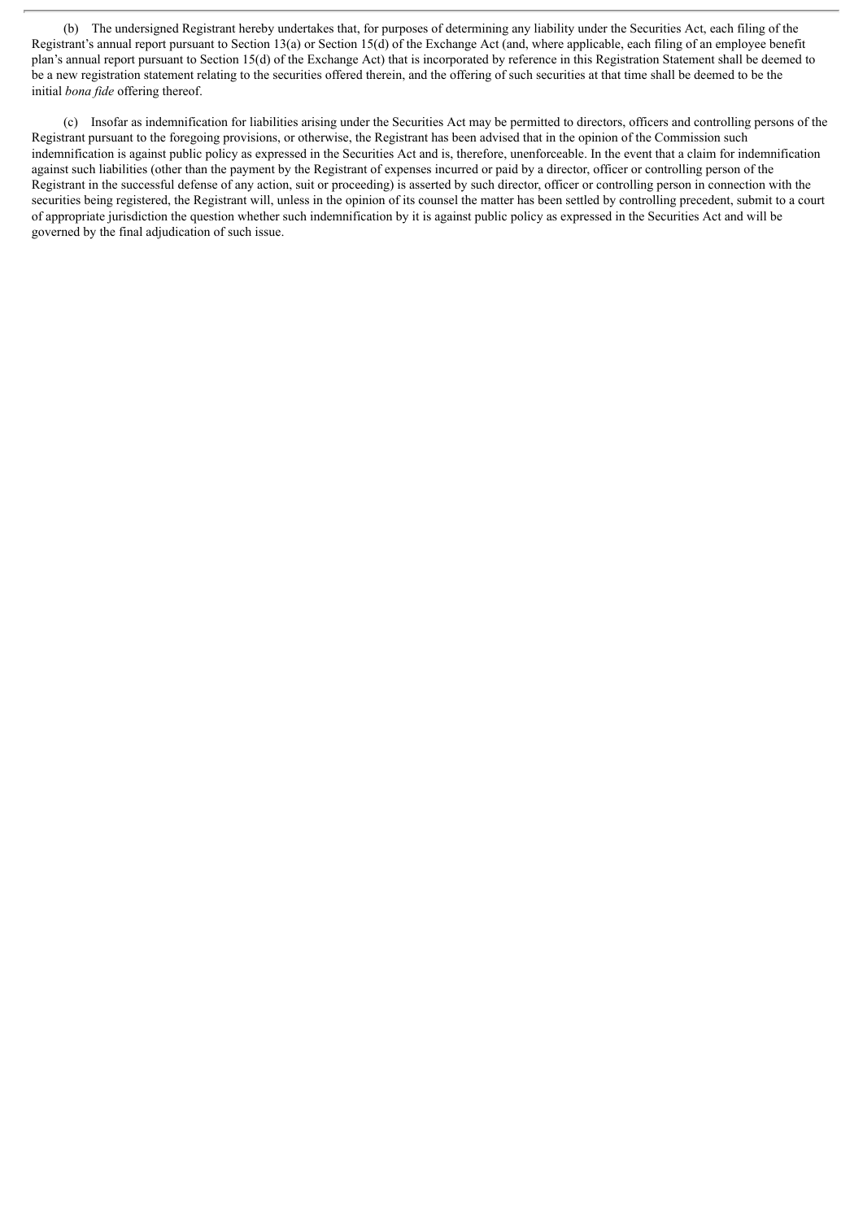(b) The undersigned Registrant hereby undertakes that, for purposes of determining any liability under the Securities Act, each filing of the Registrant's annual report pursuant to Section 13(a) or Section 15(d) of the Exchange Act (and, where applicable, each filing of an employee benefit plan's annual report pursuant to Section 15(d) of the Exchange Act) that is incorporated by reference in this Registration Statement shall be deemed to be a new registration statement relating to the securities offered therein, and the offering of such securities at that time shall be deemed to be the initial *bona fide* offering thereof.

(c) Insofar as indemnification for liabilities arising under the Securities Act may be permitted to directors, officers and controlling persons of the Registrant pursuant to the foregoing provisions, or otherwise, the Registrant has been advised that in the opinion of the Commission such indemnification is against public policy as expressed in the Securities Act and is, therefore, unenforceable. In the event that a claim for indemnification against such liabilities (other than the payment by the Registrant of expenses incurred or paid by a director, officer or controlling person of the Registrant in the successful defense of any action, suit or proceeding) is asserted by such director, officer or controlling person in connection with the securities being registered, the Registrant will, unless in the opinion of its counsel the matter has been settled by controlling precedent, submit to a court of appropriate jurisdiction the question whether such indemnification by it is against public policy as expressed in the Securities Act and will be governed by the final adjudication of such issue.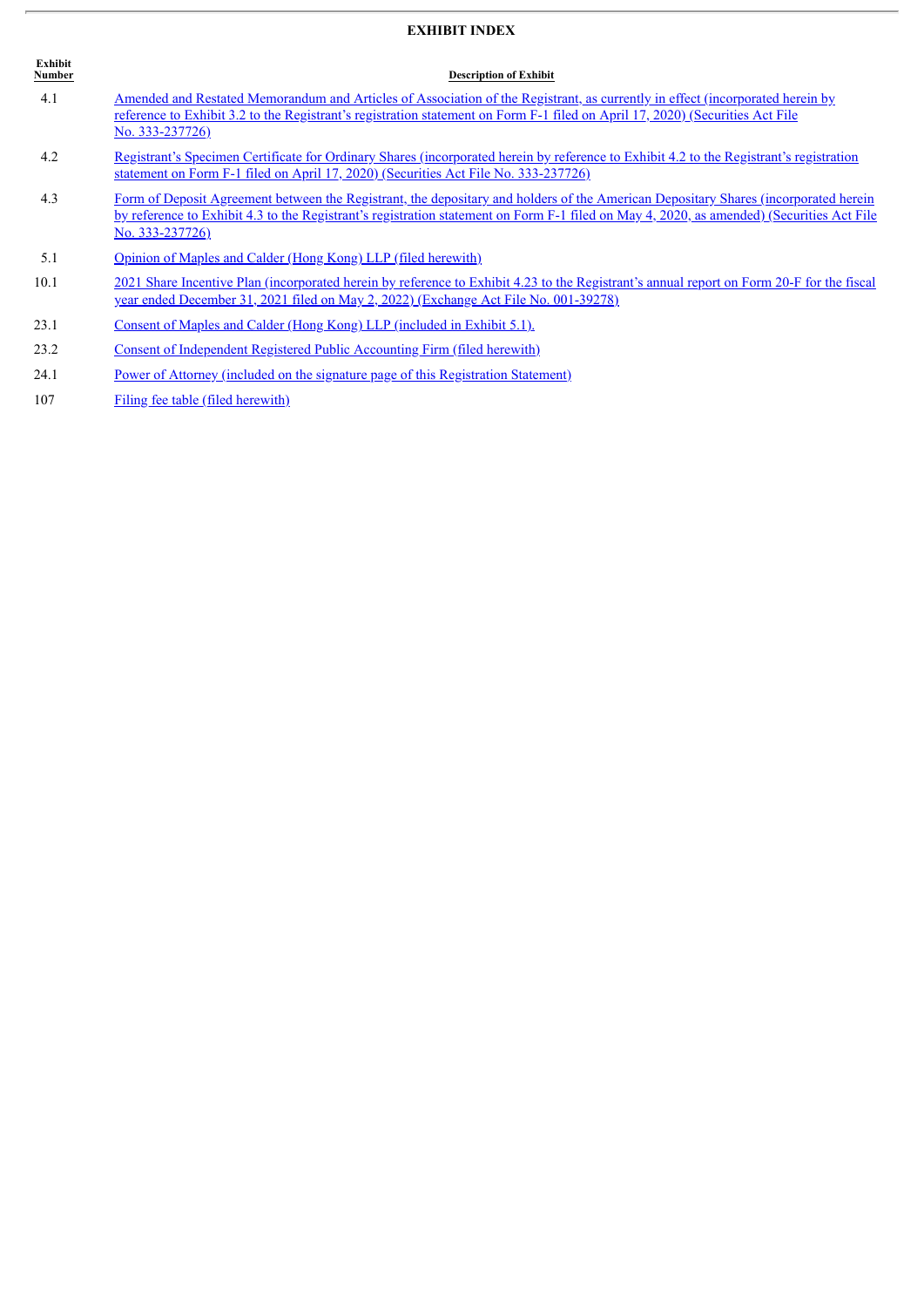## EXHIBIT INDEX

| Exhibit Number | Description of Exhibit |
|---|---|
| 4.1 | Amended and Restated Memorandum and Articles of Association of the Registrant, as currently in effect (incorporated herein by reference to Exhibit 3.2 to the Registrant's registration statement on Form F-1 filed on April 17, 2020) (Securities Act File No. 333-237726) |
| 4.2 | Registrant's Specimen Certificate for Ordinary Shares (incorporated herein by reference to Exhibit 4.2 to the Registrant's registration statement on Form F-1 filed on April 17, 2020) (Securities Act File No. 333-237726) |
| 4.3 | Form of Deposit Agreement between the Registrant, the depositary and holders of the American Depositary Shares (incorporated herein by reference to Exhibit 4.3 to the Registrant's registration statement on Form F-1 filed on May 4, 2020, as amended) (Securities Act File No. 333-237726) |
| 5.1 | Opinion of Maples and Calder (Hong Kong) LLP (filed herewith) |
| 10.1 | 2021 Share Incentive Plan (incorporated herein by reference to Exhibit 4.23 to the Registrant's annual report on Form 20-F for the fiscal year ended December 31, 2021 filed on May 2, 2022) (Exchange Act File No. 001-39278) |
| 23.1 | Consent of Maples and Calder (Hong Kong) LLP (included in Exhibit 5.1). |
| 23.2 | Consent of Independent Registered Public Accounting Firm (filed herewith) |
| 24.1 | Power of Attorney (included on the signature page of this Registration Statement) |
| 107 | Filing fee table (filed herewith) |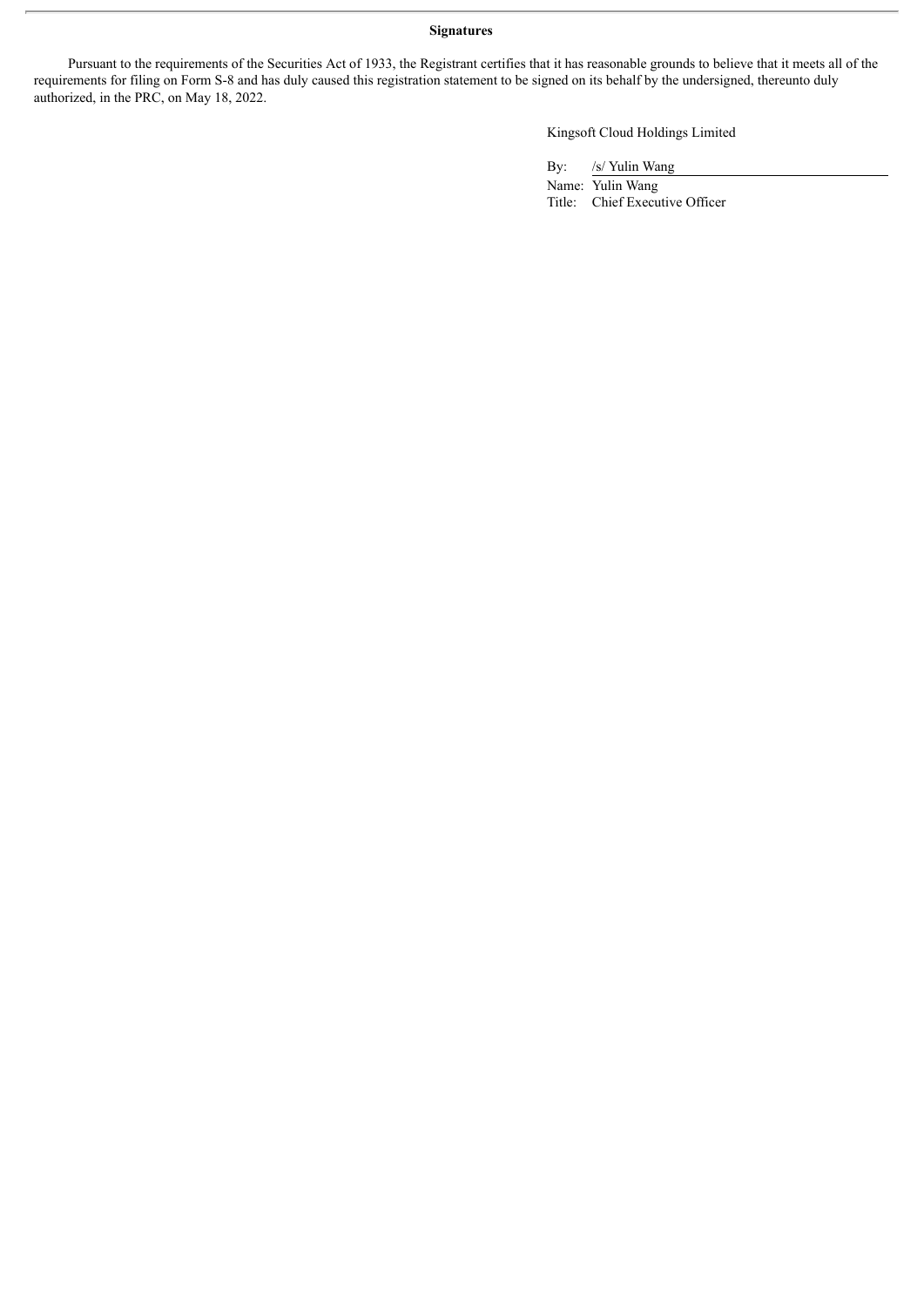**Signatures**

Pursuant to the requirements of the Securities Act of 1933, the Registrant certifies that it has reasonable grounds to believe that it meets all of the requirements for filing on Form S-8 and has duly caused this registration statement to be signed on its behalf by the undersigned, thereunto duly authorized, in the PRC, on May 18, 2022.

Kingsoft Cloud Holdings Limited

By: /s/ Yulin Wang

Name: Yulin Wang

Title: Chief Executive Officer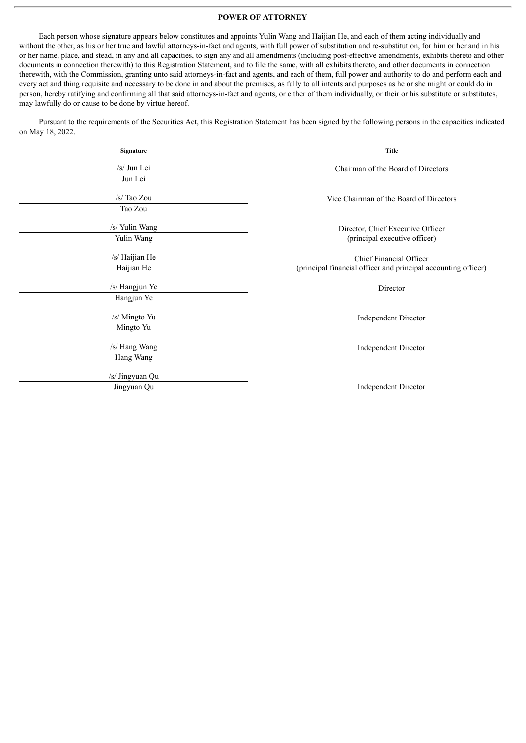# POWER OF ATTORNEY

Each person whose signature appears below constitutes and appoints Yulin Wang and Haijian He, and each of them acting individually and without the other, as his or her true and lawful attorneys-in-fact and agents, with full power of substitution and re-substitution, for him or her and in his or her name, place, and stead, in any and all capacities, to sign any and all amendments (including post-effective amendments, exhibits thereto and other documents in connection therewith) to this Registration Statement, and to file the same, with all exhibits thereto, and other documents in connection therewith, with the Commission, granting unto said attorneys-in-fact and agents, and each of them, full power and authority to do and perform each and every act and thing requisite and necessary to be done in and about the premises, as fully to all intents and purposes as he or she might or could do in person, hereby ratifying and confirming all that said attorneys-in-fact and agents, or either of them individually, or their or his substitute or substitutes, may lawfully do or cause to be done by virtue hereof.

Pursuant to the requirements of the Securities Act, this Registration Statement has been signed by the following persons in the capacities indicated on May 18, 2022.

| Signature | Title |
|---|---|
| /s/ Jun Lei<br>Jun Lei | Chairman of the Board of Directors |
| /s/ Tao Zou<br>Tao Zou | Vice Chairman of the Board of Directors |
| /s/ Yulin Wang<br>Yulin Wang | Director, Chief Executive Officer<br>(principal executive officer) |
| /s/ Haijian He<br>Haijian He | Chief Financial Officer<br>(principal financial officer and principal accounting officer) |
| /s/ Hangjun Ye<br>Hangjun Ye | Director |
| /s/ Mingto Yu<br>Mingto Yu | Independent Director |
| /s/ Hang Wang<br>Hang Wang | Independent Director |
| /s/ Jingyuan Qu<br>Jingyuan Qu | Independent Director |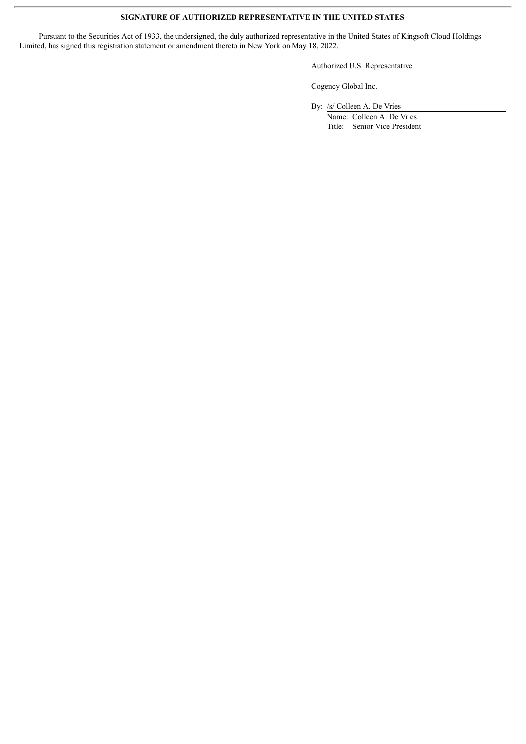**SIGNATURE OF AUTHORIZED REPRESENTATIVE IN THE UNITED STATES**

Pursuant to the Securities Act of 1933, the undersigned, the duly authorized representative in the United States of Kingsoft Cloud Holdings Limited, has signed this registration statement or amendment thereto in New York on May 18, 2022.

Authorized U.S. Representative

Cogency Global Inc.

By: /s/ Colleen A. De Vries

Name: Colleen A. De Vries

Title: Senior Vice President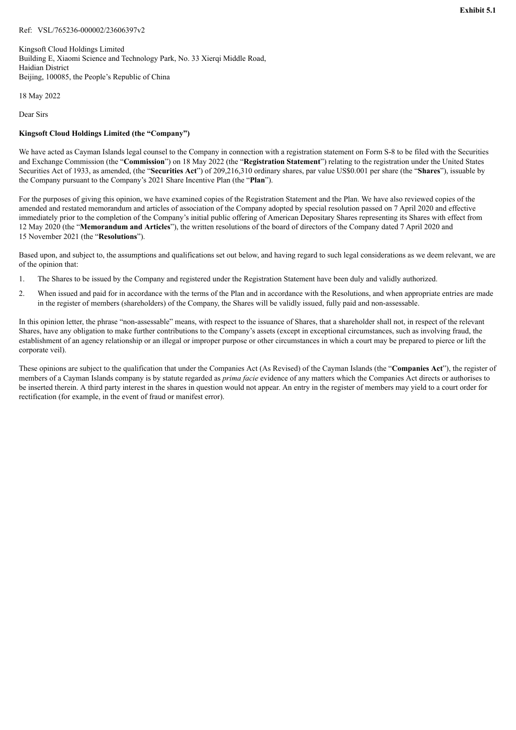**Exhibit 5.1**

Ref: VSL/765236-000002/23606397v2

Kingsoft Cloud Holdings Limited
Building E, Xiaomi Science and Technology Park, No. 33 Xierqi Middle Road,
Haidian District
Beijing, 100085, the People's Republic of China

18 May 2022

Dear Sirs

**Kingsoft Cloud Holdings Limited (the "Company")**

We have acted as Cayman Islands legal counsel to the Company in connection with a registration statement on Form S-8 to be filed with the Securities and Exchange Commission (the "**Commission**") on 18 May 2022 (the "**Registration Statement**") relating to the registration under the United States Securities Act of 1933, as amended, (the "**Securities Act**") of 209,216,310 ordinary shares, par value US$0.001 per share (the "**Shares**"), issuable by the Company pursuant to the Company's 2021 Share Incentive Plan (the "**Plan**").

For the purposes of giving this opinion, we have examined copies of the Registration Statement and the Plan. We have also reviewed copies of the amended and restated memorandum and articles of association of the Company adopted by special resolution passed on 7 April 2020 and effective immediately prior to the completion of the Company's initial public offering of American Depositary Shares representing its Shares with effect from 12 May 2020 (the "**Memorandum and Articles**"), the written resolutions of the board of directors of the Company dated 7 April 2020 and 15 November 2021 (the "**Resolutions**").

Based upon, and subject to, the assumptions and qualifications set out below, and having regard to such legal considerations as we deem relevant, we are of the opinion that:

1. The Shares to be issued by the Company and registered under the Registration Statement have been duly and validly authorized.
2. When issued and paid for in accordance with the terms of the Plan and in accordance with the Resolutions, and when appropriate entries are made in the register of members (shareholders) of the Company, the Shares will be validly issued, fully paid and non-assessable.

In this opinion letter, the phrase "non-assessable" means, with respect to the issuance of Shares, that a shareholder shall not, in respect of the relevant Shares, have any obligation to make further contributions to the Company's assets (except in exceptional circumstances, such as involving fraud, the establishment of an agency relationship or an illegal or improper purpose or other circumstances in which a court may be prepared to pierce or lift the corporate veil).

These opinions are subject to the qualification that under the Companies Act (As Revised) of the Cayman Islands (the "**Companies Act**"), the register of members of a Cayman Islands company is by statute regarded as *prima facie* evidence of any matters which the Companies Act directs or authorises to be inserted therein. A third party interest in the shares in question would not appear. An entry in the register of members may yield to a court order for rectification (for example, in the event of fraud or manifest error).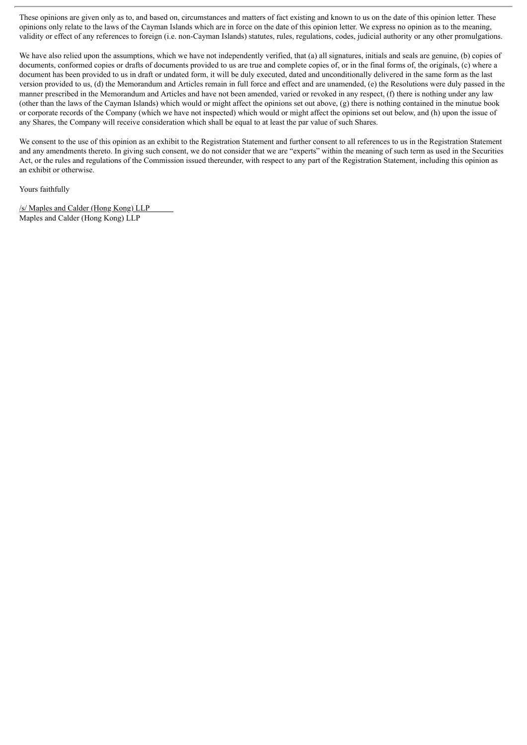These opinions are given only as to, and based on, circumstances and matters of fact existing and known to us on the date of this opinion letter. These opinions only relate to the laws of the Cayman Islands which are in force on the date of this opinion letter. We express no opinion as to the meaning, validity or effect of any references to foreign (i.e. non-Cayman Islands) statutes, rules, regulations, codes, judicial authority or any other promulgations.

We have also relied upon the assumptions, which we have not independently verified, that (a) all signatures, initials and seals are genuine, (b) copies of documents, conformed copies or drafts of documents provided to us are true and complete copies of, or in the final forms of, the originals, (c) where a document has been provided to us in draft or undated form, it will be duly executed, dated and unconditionally delivered in the same form as the last version provided to us, (d) the Memorandum and Articles remain in full force and effect and are unamended, (e) the Resolutions were duly passed in the manner prescribed in the Memorandum and Articles and have not been amended, varied or revoked in any respect, (f) there is nothing under any law (other than the laws of the Cayman Islands) which would or might affect the opinions set out above, (g) there is nothing contained in the minutue book or corporate records of the Company (which we have not inspected) which would or might affect the opinions set out below, and (h) upon the issue of any Shares, the Company will receive consideration which shall be equal to at least the par value of such Shares.

We consent to the use of this opinion as an exhibit to the Registration Statement and further consent to all references to us in the Registration Statement and any amendments thereto. In giving such consent, we do not consider that we are "experts" within the meaning of such term as used in the Securities Act, or the rules and regulations of the Commission issued thereunder, with respect to any part of the Registration Statement, including this opinion as an exhibit or otherwise.

Yours faithfully

/s/ Maples and Calder (Hong Kong) LLP

Maples and Calder (Hong Kong) LLP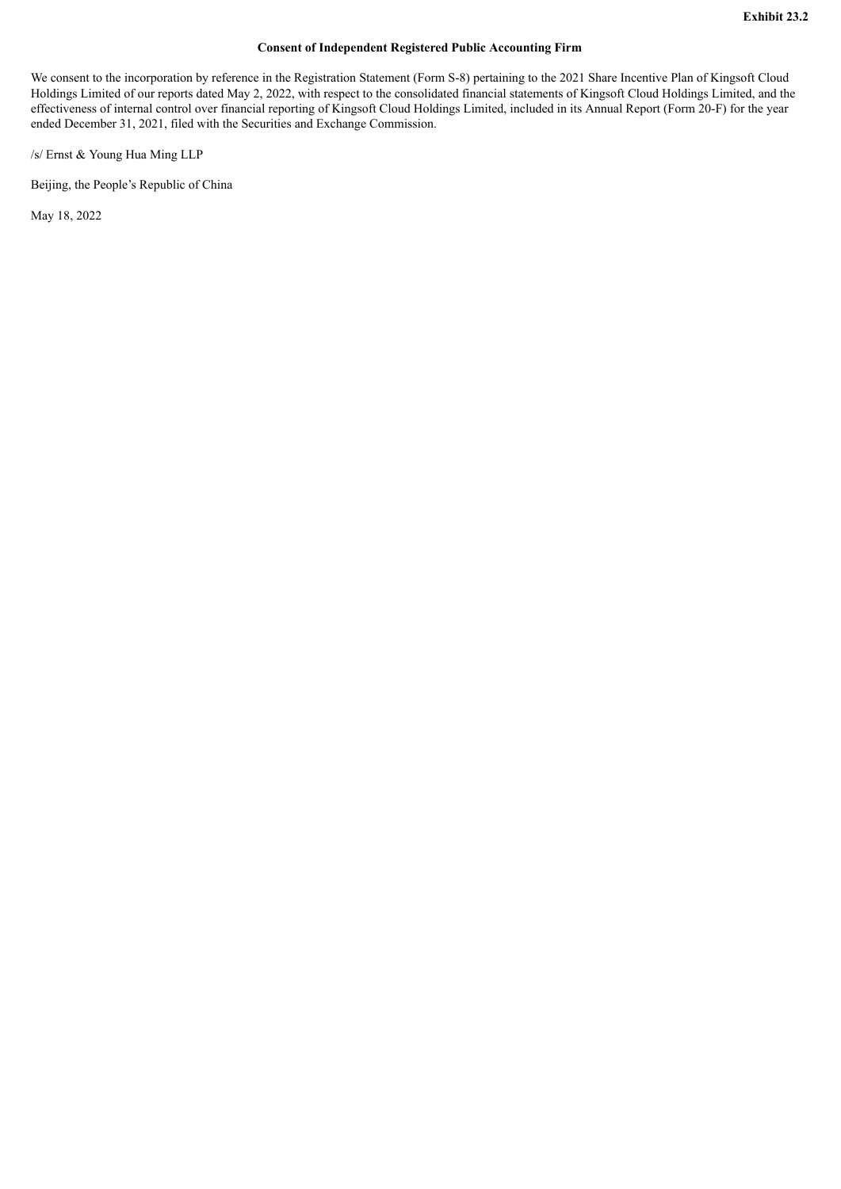**Exhibit 23.2**

**Consent of Independent Registered Public Accounting Firm**

We consent to the incorporation by reference in the Registration Statement (Form S-8) pertaining to the 2021 Share Incentive Plan of Kingsoft Cloud Holdings Limited of our reports dated May 2, 2022, with respect to the consolidated financial statements of Kingsoft Cloud Holdings Limited, and the effectiveness of internal control over financial reporting of Kingsoft Cloud Holdings Limited, included in its Annual Report (Form 20-F) for the year ended December 31, 2021, filed with the Securities and Exchange Commission.

/s/ Ernst & Young Hua Ming LLP

Beijing, the People's Republic of China

May 18, 2022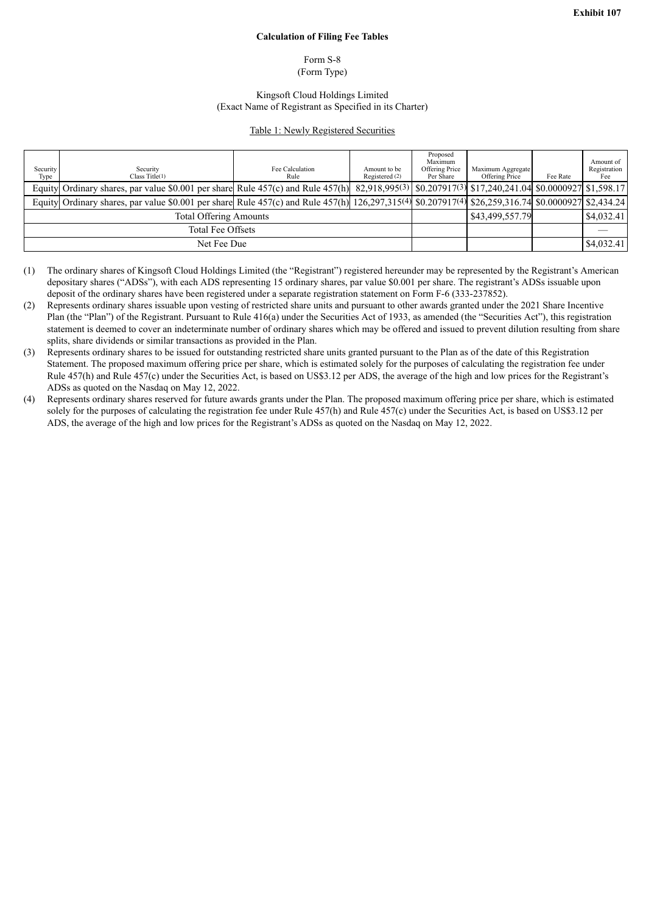**Exhibit 107**

**Calculation of Filing Fee Tables**

Form S-8
(Form Type)

Kingsoft Cloud Holdings Limited
(Exact Name of Registrant as Specified in its Charter)

Table 1: Newly Registered Securities

| Security Type | Security Class Title(1) | Fee Calculation Rule | Amount to be Registered (2) | Proposed Maximum Offering Price Per Share | Maximum Aggregate Offering Price | Fee Rate | Amount of Registration Fee |
|---|---|---|---|---|---|---|---|
| Equity | Ordinary shares, par value $0.001 per share | Rule 457(c) and Rule 457(h) | 82,918,995(3) | $0.207917(3) | $17,240,241.04 | $0.0000927 | $1,598.17 |
| Equity | Ordinary shares, par value $0.001 per share | Rule 457(c) and Rule 457(h) | 126,297,315(4) | $0.207917(4) | $26,259,316.74 | $0.0000927 | $2,434.24 |
| Total Offering Amounts | | | | | $43,499,557.79 | | $4,032.41 |
| Total Fee Offsets | | | | | | | — |
| Net Fee Due | | | | | | | $4,032.41 |

(1) The ordinary shares of Kingsoft Cloud Holdings Limited (the "Registrant") registered hereunder may be represented by the Registrant's American depositary shares ("ADSs"), with each ADS representing 15 ordinary shares, par value $0.001 per share. The registrant's ADSs issuable upon deposit of the ordinary shares have been registered under a separate registration statement on Form F-6 (333-237852).

(2) Represents ordinary shares issuable upon vesting of restricted share units and pursuant to other awards granted under the 2021 Share Incentive Plan (the "Plan") of the Registrant. Pursuant to Rule 416(a) under the Securities Act of 1933, as amended (the "Securities Act"), this registration statement is deemed to cover an indeterminate number of ordinary shares which may be offered and issued to prevent dilution resulting from share splits, share dividends or similar transactions as provided in the Plan.

(3) Represents ordinary shares to be issued for outstanding restricted share units granted pursuant to the Plan as of the date of this Registration Statement. The proposed maximum offering price per share, which is estimated solely for the purposes of calculating the registration fee under Rule 457(h) and Rule 457(c) under the Securities Act, is based on US$3.12 per ADS, the average of the high and low prices for the Registrant's ADSs as quoted on the Nasdaq on May 12, 2022.

(4) Represents ordinary shares reserved for future awards grants under the Plan. The proposed maximum offering price per share, which is estimated solely for the purposes of calculating the registration fee under Rule 457(h) and Rule 457(c) under the Securities Act, is based on US$3.12 per ADS, the average of the high and low prices for the Registrant's ADSs as quoted on the Nasdaq on May 12, 2022.